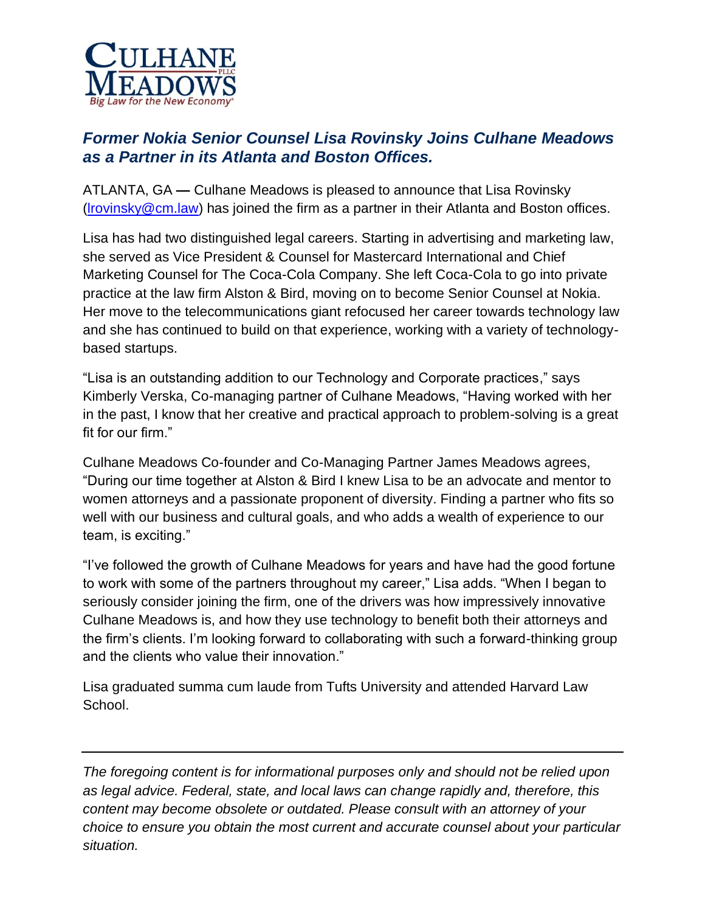CULHANE MEADOWS PLLC

*Big Law for the New Economy*

## *Former Nokia Senior Counsel Lisa Rovinsky Joins Culhane Meadows as a Partner in its Atlanta and Boston Offices.*

ATLANTA, GA — Culhane Meadows is pleased to announce that Lisa Rovinsky (lrovinsky@cm.law) has joined the firm as a partner in their Atlanta and Boston offices.

Lisa has had two distinguished legal careers. Starting in advertising and marketing law, she served as Vice President & Counsel for Mastercard International and Chief Marketing Counsel for The Coca-Cola Company. She left Coca-Cola to go into private practice at the law firm Alston & Bird, moving on to become Senior Counsel at Nokia. Her move to the telecommunications giant refocused her career towards technology law and she has continued to build on that experience, working with a variety of technology-based startups.

"Lisa is an outstanding addition to our Technology and Corporate practices," says Kimberly Verska, Co-managing partner of Culhane Meadows, "Having worked with her in the past, I know that her creative and practical approach to problem-solving is a great fit for our firm."

Culhane Meadows Co-founder and Co-Managing Partner James Meadows agrees, "During our time together at Alston & Bird I knew Lisa to be an advocate and mentor to women attorneys and a passionate proponent of diversity. Finding a partner who fits so well with our business and cultural goals, and who adds a wealth of experience to our team, is exciting."

"I've followed the growth of Culhane Meadows for years and have had the good fortune to work with some of the partners throughout my career," Lisa adds. "When I began to seriously consider joining the firm, one of the drivers was how impressively innovative Culhane Meadows is, and how they use technology to benefit both their attorneys and the firm's clients. I'm looking forward to collaborating with such a forward-thinking group and the clients who value their innovation."

Lisa graduated summa cum laude from Tufts University and attended Harvard Law School.

---

*The foregoing content is for informational purposes only and should not be relied upon as legal advice. Federal, state, and local laws can change rapidly and, therefore, this content may become obsolete or outdated. Please consult with an attorney of your choice to ensure you obtain the most current and accurate counsel about your particular situation.*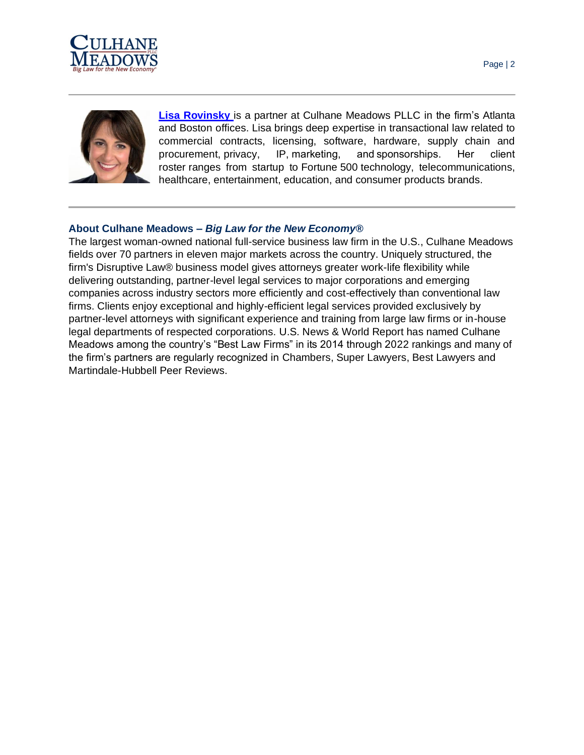**Lisa Rovinsky** is a partner at Culhane Meadows PLLC in the firm's Atlanta and Boston offices. Lisa brings deep expertise in transactional law related to commercial contracts, licensing, software, hardware, supply chain and procurement, privacy, IP, marketing, and sponsorships. Her client roster ranges from startup to Fortune 500 technology, telecommunications, healthcare, entertainment, education, and consumer products brands.

---

**About Culhane Meadows – *Big Law for the New Economy®***

The largest woman-owned national full-service business law firm in the U.S., Culhane Meadows fields over 70 partners in eleven major markets across the country. Uniquely structured, the firm's Disruptive Law® business model gives attorneys greater work-life flexibility while delivering outstanding, partner-level legal services to major corporations and emerging companies across industry sectors more efficiently and cost-effectively than conventional law firms. Clients enjoy exceptional and highly-efficient legal services provided exclusively by partner-level attorneys with significant experience and training from large law firms or in-house legal departments of respected corporations. U.S. News & World Report has named Culhane Meadows among the country's "Best Law Firms" in its 2014 through 2022 rankings and many of the firm's partners are regularly recognized in Chambers, Super Lawyers, Best Lawyers and Martindale-Hubbell Peer Reviews.